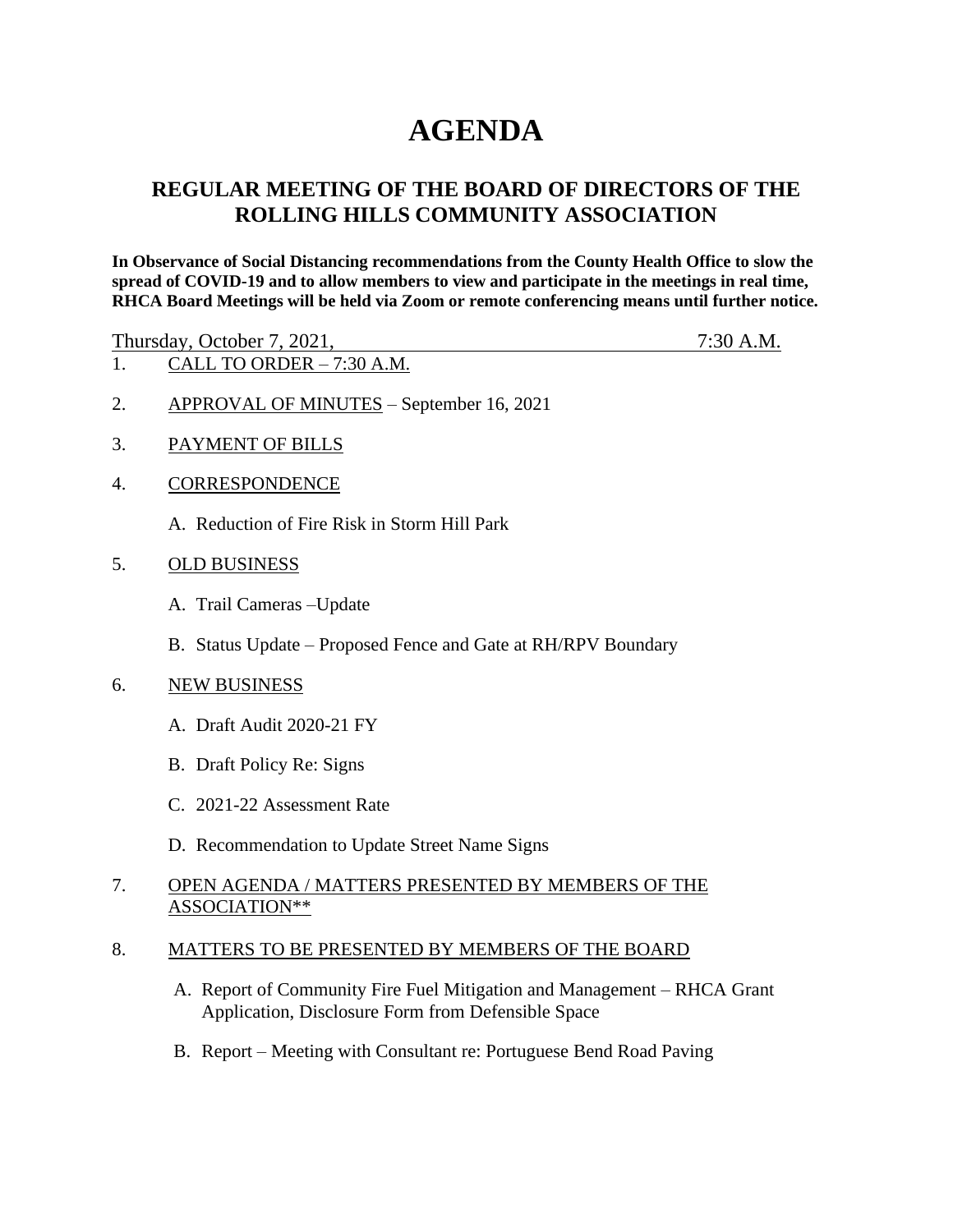# AGENDA

## REGULAR MEETING OF THE BOARD OF DIRECTORS OF THE ROLLING HILLS COMMUNITY ASSOCIATION

**In Observance of Social Distancing recommendations from the County Health Office to slow the spread of COVID-19 and to allow members to view and participate in the meetings in real time, RHCA Board Meetings will be held via Zoom or remote conferencing means until further notice.**

Thursday, October 7, 2021, 7:30 A.M.

1. CALL TO ORDER – 7:30 A.M.

2. APPROVAL OF MINUTES – September 16, 2021

3. PAYMENT OF BILLS

4. CORRESPONDENCE

   A. Reduction of Fire Risk in Storm Hill Park

5. OLD BUSINESS

   A. Trail Cameras –Update

   B. Status Update – Proposed Fence and Gate at RH/RPV Boundary

6. NEW BUSINESS

   A. Draft Audit 2020-21 FY

   B. Draft Policy Re: Signs

   C. 2021-22 Assessment Rate

   D. Recommendation to Update Street Name Signs

7. OPEN AGENDA / MATTERS PRESENTED BY MEMBERS OF THE ASSOCIATION**

8. MATTERS TO BE PRESENTED BY MEMBERS OF THE BOARD

   A. Report of Community Fire Fuel Mitigation and Management – RHCA Grant Application, Disclosure Form from Defensible Space

   B. Report – Meeting with Consultant re: Portuguese Bend Road Paving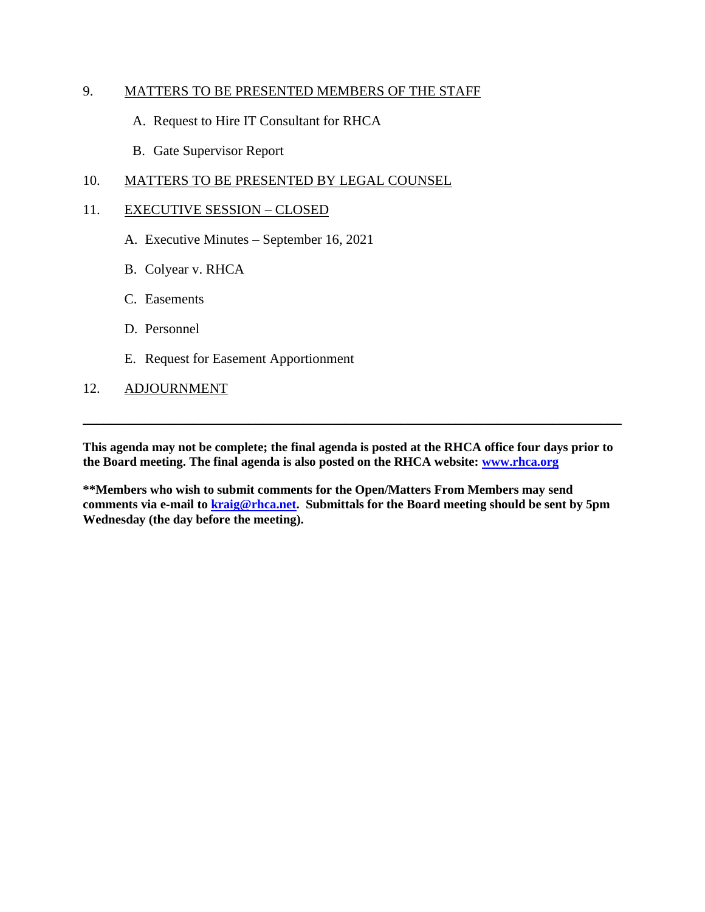9. MATTERS TO BE PRESENTED MEMBERS OF THE STAFF

   A. Request to Hire IT Consultant for RHCA

   B. Gate Supervisor Report

10. MATTERS TO BE PRESENTED BY LEGAL COUNSEL

11. EXECUTIVE SESSION – CLOSED

   A. Executive Minutes – September 16, 2021

   B. Colyear v. RHCA

   C. Easements

   D. Personnel

   E. Request for Easement Apportionment

12. ADJOURNMENT

---

**This agenda may not be complete; the final agenda is posted at the RHCA office four days prior to the Board meeting. The final agenda is also posted on the RHCA website: [www.rhca.org](http://www.rhca.org)**

****Members who wish to submit comments for the Open/Matters From Members may send comments via e-mail to [kraig@rhca.net](mailto:kraig@rhca.net). Submittals for the Board meeting should be sent by 5pm Wednesday (the day before the meeting).**